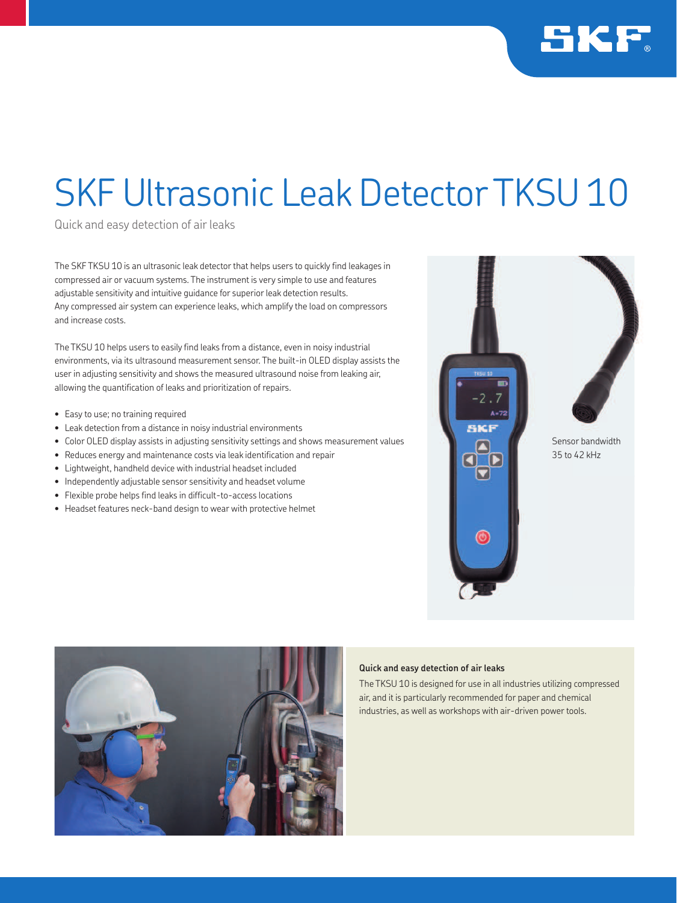# SKF Ultrasonic Leak Detector TKSU 10

Quick and easy detection of air leaks

The SKF TKSU 10 is an ultrasonic leak detector that helps users to quickly find leakages in compressed air or vacuum systems. The instrument is very simple to use and features adjustable sensitivity and intuitive guidance for superior leak detection results. Any compressed air system can experience leaks, which amplify the load on compressors and increase costs.

The TKSU 10 helps users to easily find leaks from a distance, even in noisy industrial environments, via its ultrasound measurement sensor. The built-in OLED display assists the user in adjusting sensitivity and shows the measured ultrasound noise from leaking air, allowing the quantification of leaks and prioritization of repairs.

- Easy to use; no training required
- Leak detection from a distance in noisy industrial environments
- Color OLED display assists in adjusting sensitivity settings and shows measurement values
- Reduces energy and maintenance costs via leak identification and repair
- Lightweight, handheld device with industrial headset included
- Independently adjustable sensor sensitivity and headset volume
- Flexible probe helps find leaks in difficult-to-access locations
- Headset features neck-band design to wear with protective helmet

Sensor bandwidth
35 to 42 kHz

**Quick and easy detection of air leaks**

The TKSU 10 is designed for use in all industries utilizing compressed air, and it is particularly recommended for paper and chemical industries, as well as workshops with air-driven power tools.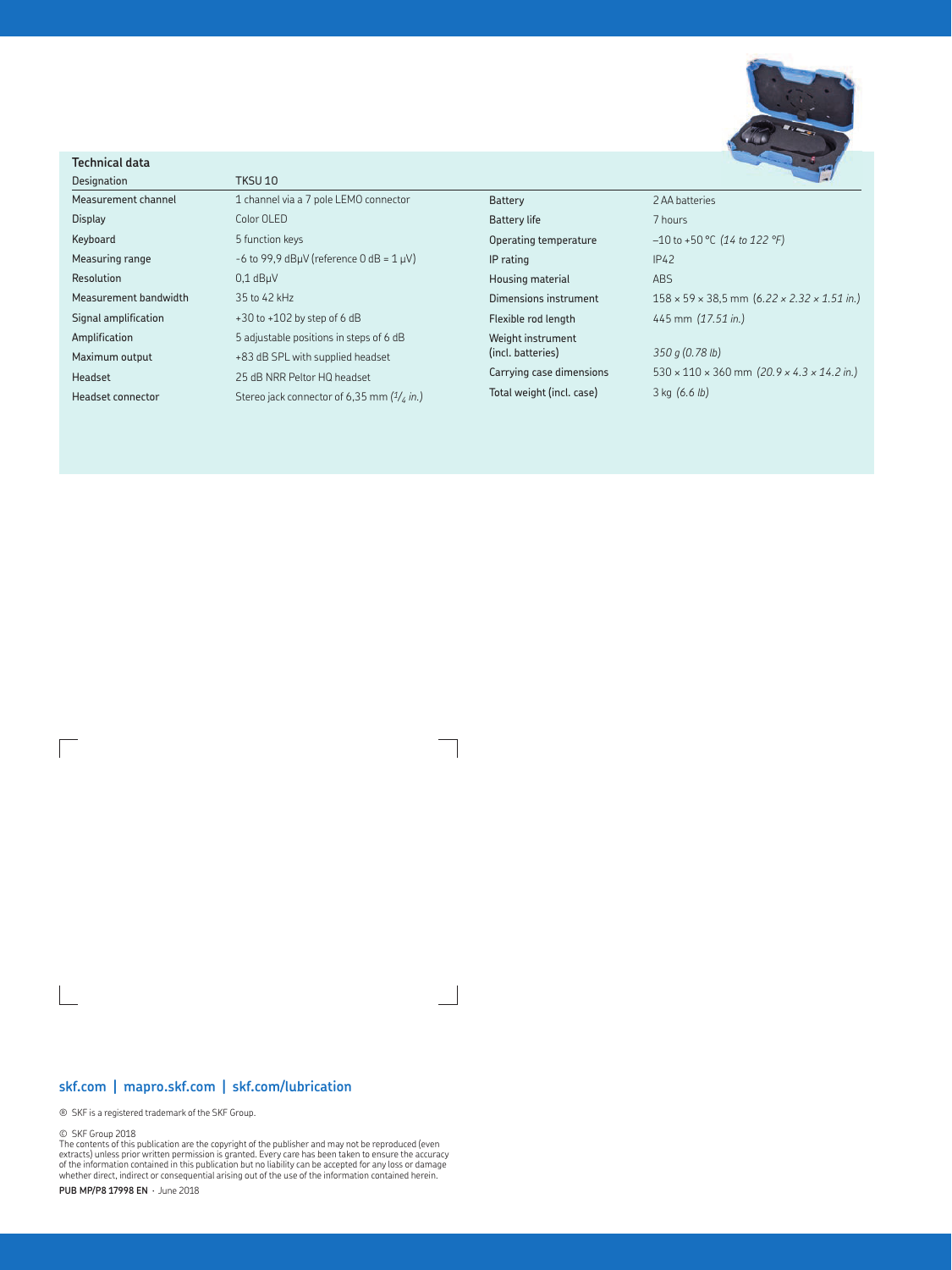## Technical data

| | |
|---|---|
| Designation | TKSU 10 |
| Measurement channel | 1 channel via a 7 pole LEMO connector |
| Display | Color OLED |
| Keyboard | 5 function keys |
| Measuring range | -6 to 99,9 dBµV (reference 0 dB = 1 µV) |
| Resolution | 0,1 dBµV |
| Measurement bandwidth | 35 to 42 kHz |
| Signal amplification | +30 to +102 by step of 6 dB |
| Amplification | 5 adjustable positions in steps of 6 dB |
| Maximum output | +83 dB SPL with supplied headset |
| Headset | 25 dB NRR Peltor HQ headset |
| Headset connector | Stereo jack connector of 6,35 mm (*1/4 in.*) |
| Battery | 2 AA batteries |
| Battery life | 7 hours |
| Operating temperature | –10 to +50 °C (*14 to 122 °F*) |
| IP rating | IP42 |
| Housing material | ABS |
| Dimensions instrument | 158 × 59 × 38,5 mm (*6.22 × 2.32 × 1.51 in.*) |
| Flexible rod length | 445 mm (*17.51 in.*) |
| Weight instrument (incl. batteries) | *350 g (0.78 lb)* |
| Carrying case dimensions | 530 × 110 × 360 mm (*20.9 × 4.3 × 14.2 in.*) |
| Total weight (incl. case) | 3 kg (*6.6 lb*) |

**skf.com | mapro.skf.com | skf.com/lubrication**

® SKF is a registered trademark of the SKF Group.

© SKF Group 2018
The contents of this publication are the copyright of the publisher and may not be reproduced (even extracts) unless prior written permission is granted. Every care has been taken to ensure the accuracy of the information contained in this publication but no liability can be accepted for any loss or damage whether direct, indirect or consequential arising out of the use of the information contained herein.

**PUB MP/P8 17998 EN** · June 2018